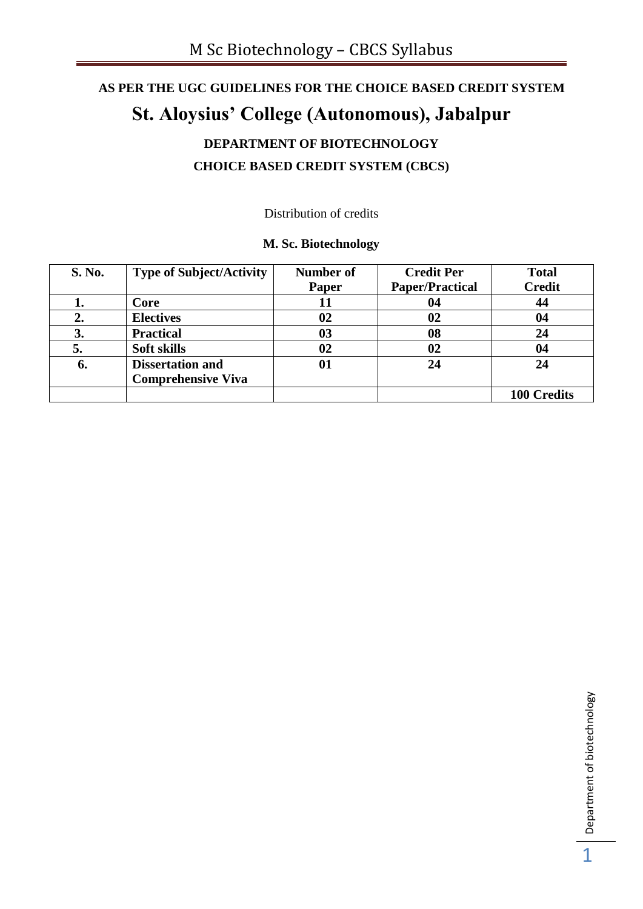**AS PER THE UGC GUIDELINES FOR THE CHOICE BASED CREDIT SYSTEM**

# St. Aloysius' College (Autonomous), Jabalpur

## DEPARTMENT OF BIOTECHNOLOGY

## CHOICE BASED CREDIT SYSTEM (CBCS)

Distribution of credits

**M. Sc. Biotechnology**

| S. No. | Type of Subject/Activity | Number of Paper | Credit Per Paper/Practical | Total Credit |
|---|---|---|---|---|
| 1. | Core | 11 | 04 | 44 |
| 2. | Electives | 02 | 02 | 04 |
| 3. | Practical | 03 | 08 | 24 |
| 5. | Soft skills | 02 | 02 | 04 |
| 6. | Dissertation and Comprehensive Viva | 01 | 24 | 24 |
| | | | | 100 Credits |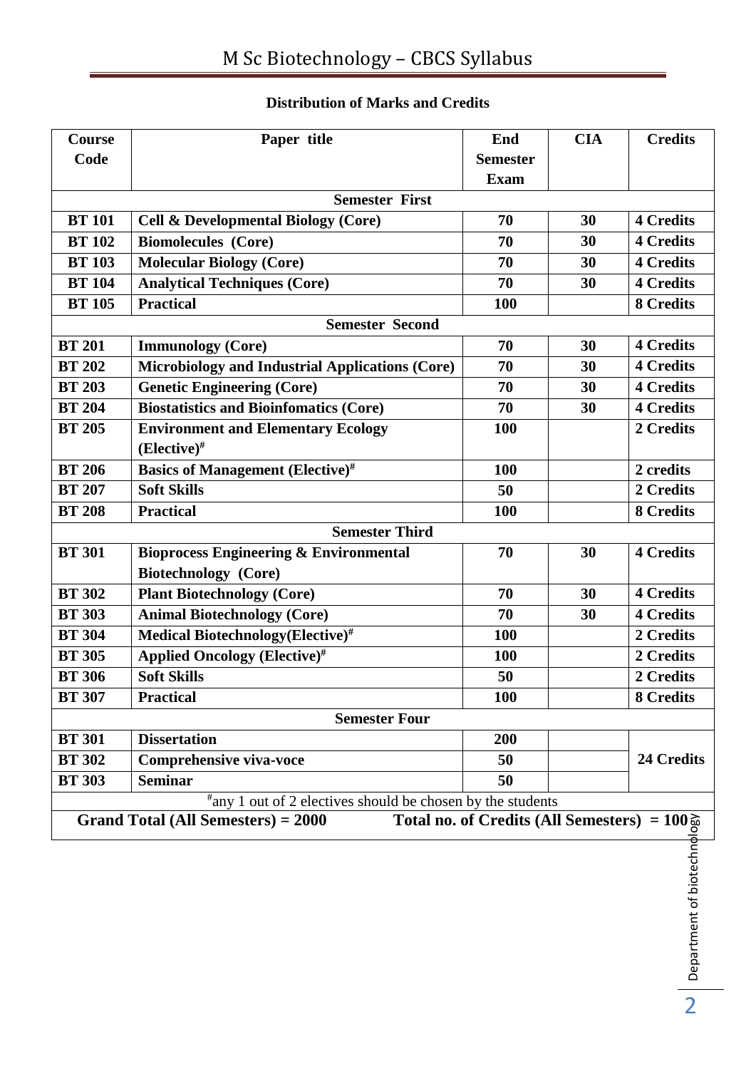## Distribution of Marks and Credits

| Course Code | Paper title | End Semester Exam | CIA | Credits |
|---|---|---|---|---|
| **Semester First** | | | | |
| BT 101 | Cell & Developmental Biology (Core) | 70 | 30 | 4 Credits |
| BT 102 | Biomolecules (Core) | 70 | 30 | 4 Credits |
| BT 103 | Molecular Biology (Core) | 70 | 30 | 4 Credits |
| BT 104 | Analytical Techniques (Core) | 70 | 30 | 4 Credits |
| BT 105 | Practical | 100 | | 8 Credits |
| **Semester Second** | | | | |
| BT 201 | Immunology (Core) | 70 | 30 | 4 Credits |
| BT 202 | Microbiology and Industrial Applications (Core) | 70 | 30 | 4 Credits |
| BT 203 | Genetic Engineering (Core) | 70 | 30 | 4 Credits |
| BT 204 | Biostatistics and Bioinfomatics (Core) | 70 | 30 | 4 Credits |
| BT 205 | Environment and Elementary Ecology (Elective)# | 100 | | 2 Credits |
| BT 206 | Basics of Management (Elective)# | 100 | | 2 credits |
| BT 207 | Soft Skills | 50 | | 2 Credits |
| BT 208 | Practical | 100 | | 8 Credits |
| **Semester Third** | | | | |
| BT 301 | Bioprocess Engineering & Environmental Biotechnology (Core) | 70 | 30 | 4 Credits |
| BT 302 | Plant Biotechnology (Core) | 70 | 30 | 4 Credits |
| BT 303 | Animal Biotechnology (Core) | 70 | 30 | 4 Credits |
| BT 304 | Medical Biotechnology(Elective)# | 100 | | 2 Credits |
| BT 305 | Applied Oncology (Elective)# | 100 | | 2 Credits |
| BT 306 | Soft Skills | 50 | | 2 Credits |
| BT 307 | Practical | 100 | | 8 Credits |
| **Semester Four** | | | | |
| BT 301 | Dissertation | 200 | | 24 Credits |
| BT 302 | Comprehensive viva-voce | 50 | | |
| BT 303 | Seminar | 50 | | |
| #any 1 out of 2 electives should be chosen by the students | | | | |
| **Grand Total (All Semesters) = 2000** | | **Total no. of Credits (All Semesters) = 100** | | |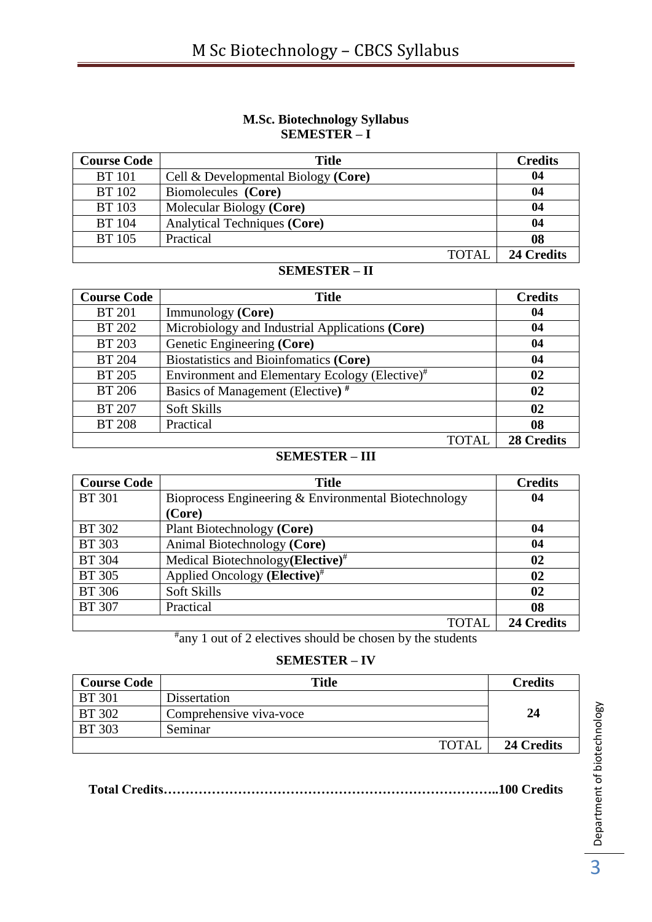## M.Sc. Biotechnology Syllabus

### SEMESTER – I

| Course Code | Title | Credits |
|---|---|---|
| BT 101 | Cell & Developmental Biology **(Core)** | **04** |
| BT 102 | Biomolecules **(Core)** | **04** |
| BT 103 | Molecular Biology **(Core)** | **04** |
| BT 104 | Analytical Techniques **(Core)** | **04** |
| BT 105 | Practical | **08** |
| | TOTAL | **24 Credits** |

### SEMESTER – II

| Course Code | Title | Credits |
|---|---|---|
| BT 201 | Immunology **(Core)** | **04** |
| BT 202 | Microbiology and Industrial Applications **(Core)** | **04** |
| BT 203 | Genetic Engineering **(Core)** | **04** |
| BT 204 | Biostatistics and Bioinfomatics **(Core)** | **04** |
| BT 205 | Environment and Elementary Ecology (Elective)# | **02** |
| BT 206 | Basics of Management (Elective) # | **02** |
| BT 207 | Soft Skills | **02** |
| BT 208 | Practical | **08** |
| | TOTAL | **28 Credits** |

### SEMESTER – III

| Course Code | Title | Credits |
|---|---|---|
| BT 301 | Bioprocess Engineering & Environmental Biotechnology **(Core)** | **04** |
| BT 302 | Plant Biotechnology **(Core)** | **04** |
| BT 303 | Animal Biotechnology **(Core)** | **04** |
| BT 304 | Medical Biotechnology**(Elective)**# | **02** |
| BT 305 | Applied Oncology **(Elective)**# | **02** |
| BT 306 | Soft Skills | **02** |
| BT 307 | Practical | **08** |
| | TOTAL | **24 Credits** |

#any 1 out of 2 electives should be chosen by the students

### SEMESTER – IV

| Course Code | Title | Credits |
|---|---|---|
| BT 301 | Dissertation | **24** |
| BT 302 | Comprehensive viva-voce | |
| BT 303 | Seminar | |
| | TOTAL | **24 Credits** |

**Total Credits…………………………………………………………………..100 Credits**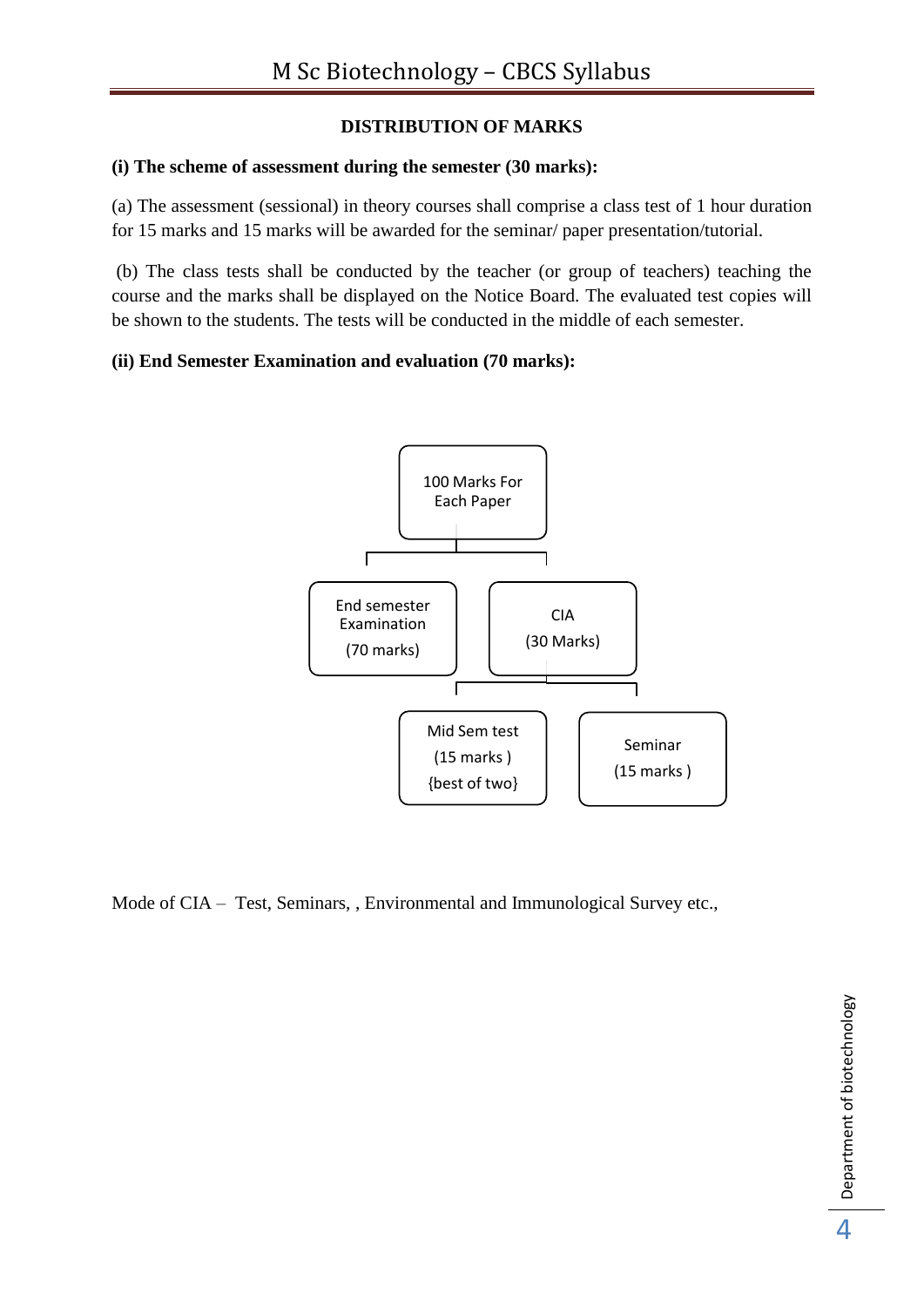## DISTRIBUTION OF MARKS

**(i) The scheme of assessment during the semester (30 marks):**

(a) The assessment (sessional) in theory courses shall comprise a class test of 1 hour duration for 15 marks and 15 marks will be awarded for the seminar/ paper presentation/tutorial.

(b) The class tests shall be conducted by the teacher (or group of teachers) teaching the course and the marks shall be displayed on the Notice Board. The evaluated test copies will be shown to the students. The tests will be conducted in the middle of each semester.

**(ii) End Semester Examination and evaluation (70 marks):**

- 100 Marks For Each Paper
  - End semester Examination (70 marks)
  - CIA (30 Marks)
    - Mid Sem test (15 marks ) {best of two}
    - Seminar (15 marks )

Mode of CIA – Test, Seminars, , Environmental and Immunological Survey etc.,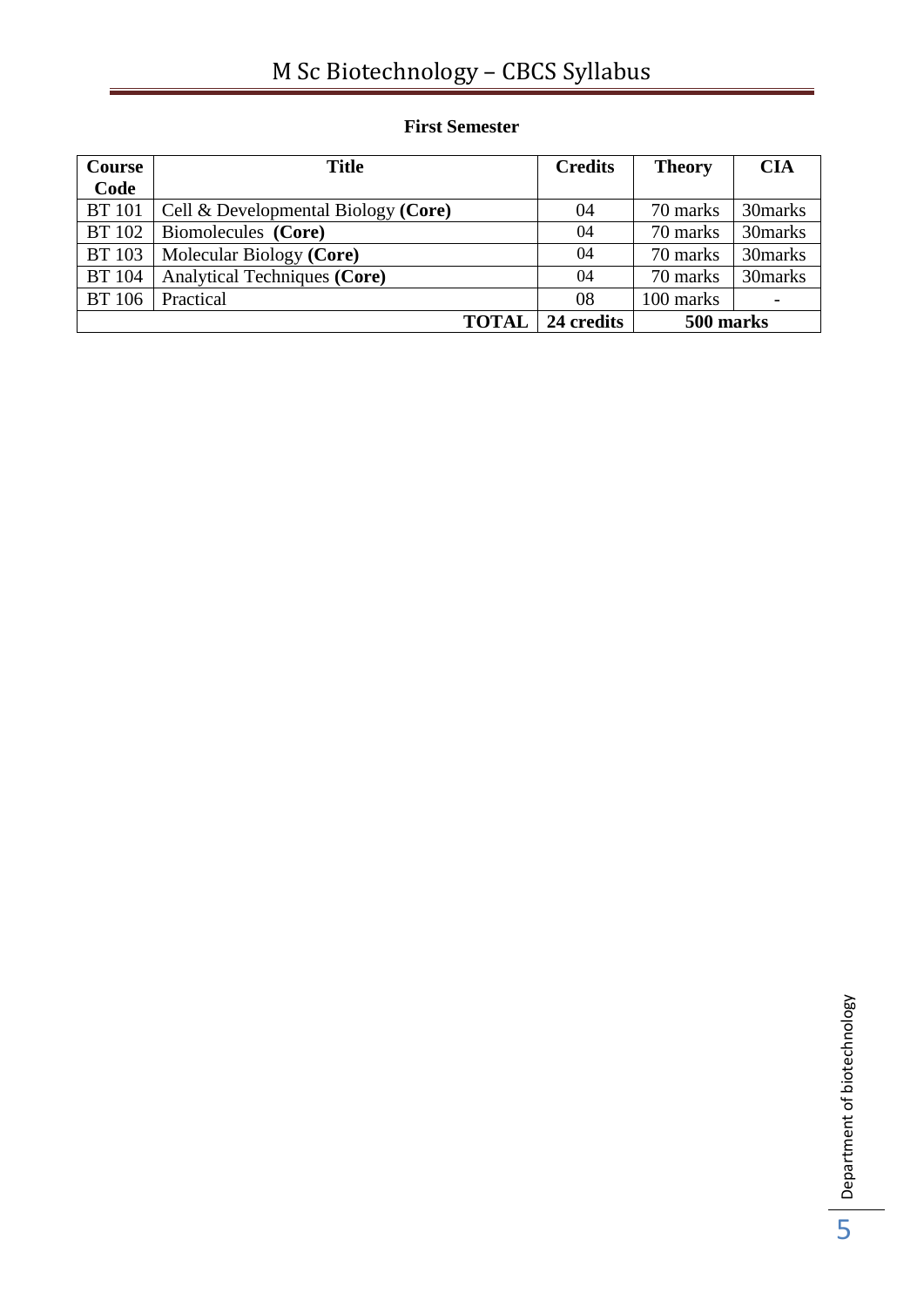## First Semester

| Course Code | Title | Credits | Theory | CIA |
|---|---|---|---|---|
| BT 101 | Cell & Developmental Biology **(Core)** | 04 | 70 marks | 30marks |
| BT 102 | Biomolecules **(Core)** | 04 | 70 marks | 30marks |
| BT 103 | Molecular Biology **(Core)** | 04 | 70 marks | 30marks |
| BT 104 | Analytical Techniques **(Core)** | 04 | 70 marks | 30marks |
| BT 106 | Practical | 08 | 100 marks | - |
| | **TOTAL** | **24 credits** | **500 marks** | |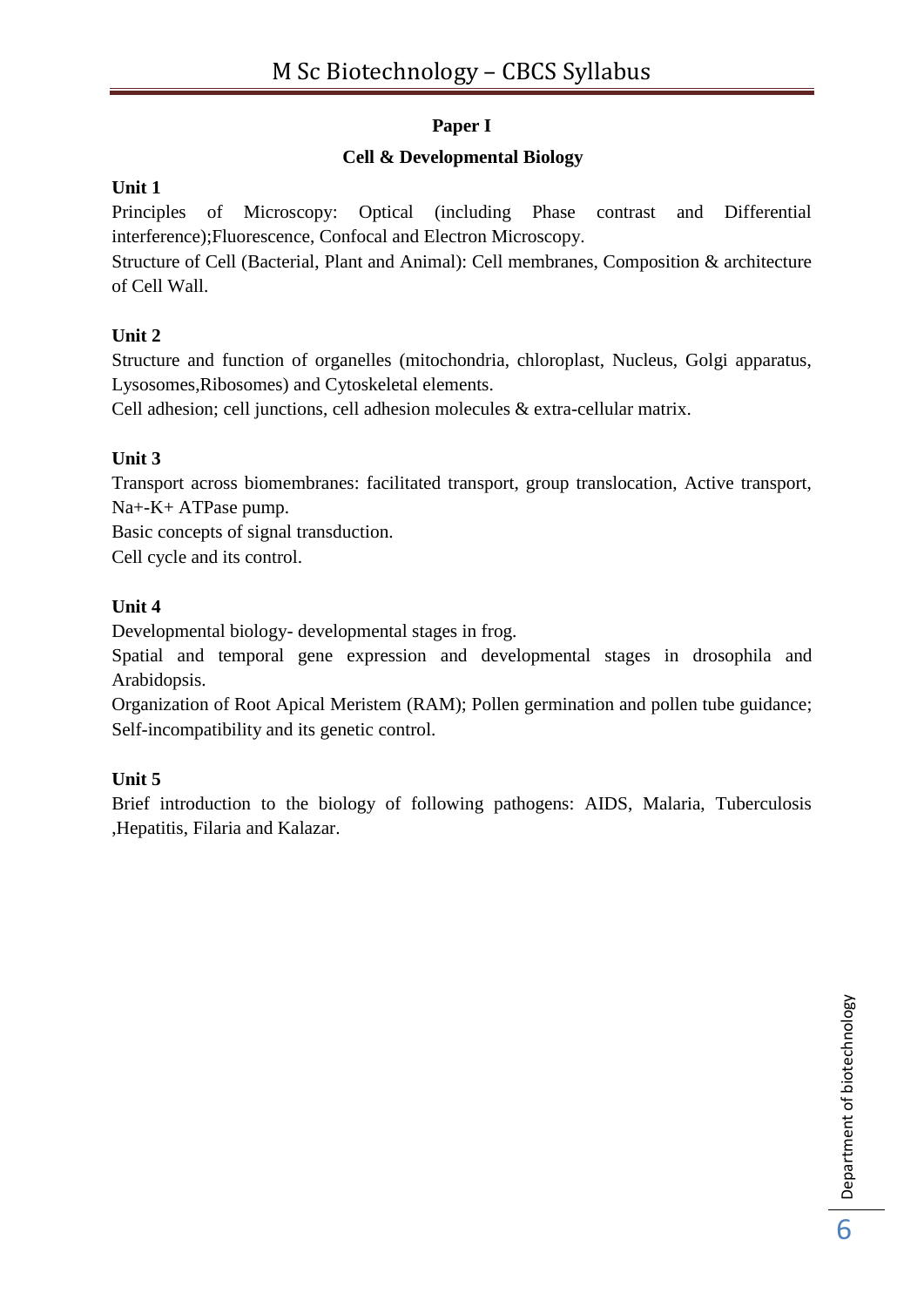## Paper I

### Cell & Developmental Biology

**Unit 1**

Principles of Microscopy: Optical (including Phase contrast and Differential interference);Fluorescence, Confocal and Electron Microscopy.

Structure of Cell (Bacterial, Plant and Animal): Cell membranes, Composition & architecture of Cell Wall.

**Unit 2**

Structure and function of organelles (mitochondria, chloroplast, Nucleus, Golgi apparatus, Lysosomes,Ribosomes) and Cytoskeletal elements.

Cell adhesion; cell junctions, cell adhesion molecules & extra-cellular matrix.

**Unit 3**

Transport across biomembranes: facilitated transport, group translocation, Active transport, $Na^+$-$K^+$ ATPase pump.

Basic concepts of signal transduction.

Cell cycle and its control.

**Unit 4**

Developmental biology- developmental stages in frog.

Spatial and temporal gene expression and developmental stages in drosophila and Arabidopsis.

Organization of Root Apical Meristem (RAM); Pollen germination and pollen tube guidance; Self-incompatibility and its genetic control.

**Unit 5**

Brief introduction to the biology of following pathogens: AIDS, Malaria, Tuberculosis ,Hepatitis, Filaria and Kalazar.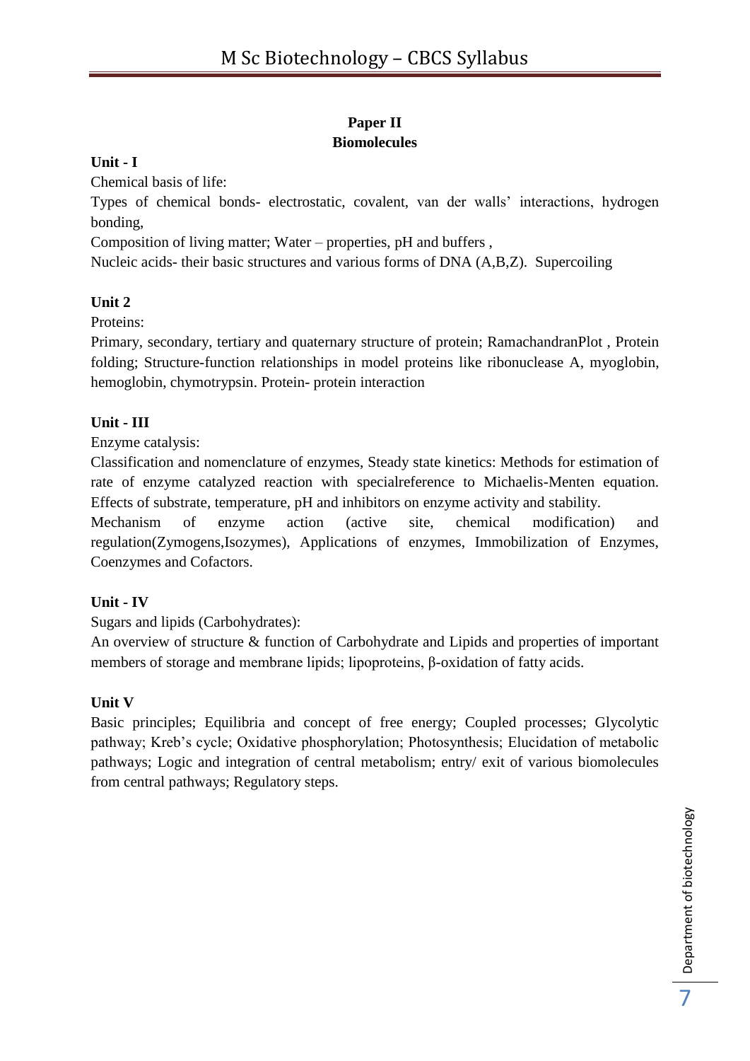## Paper II
## Biomolecules

**Unit - I**

Chemical basis of life:

Types of chemical bonds- electrostatic, covalent, van der walls' interactions, hydrogen bonding,

Composition of living matter; Water – properties, pH and buffers ,

Nucleic acids- their basic structures and various forms of DNA (A,B,Z). Supercoiling

**Unit 2**

Proteins:

Primary, secondary, tertiary and quaternary structure of protein; RamachandranPlot , Protein folding; Structure-function relationships in model proteins like ribonuclease A, myoglobin, hemoglobin, chymotrypsin. Protein- protein interaction

**Unit - III**

Enzyme catalysis:

Classification and nomenclature of enzymes, Steady state kinetics: Methods for estimation of rate of enzyme catalyzed reaction with specialreference to Michaelis-Menten equation. Effects of substrate, temperature, pH and inhibitors on enzyme activity and stability.

Mechanism of enzyme action (active site, chemical modification) and regulation(Zymogens,Isozymes), Applications of enzymes, Immobilization of Enzymes, Coenzymes and Cofactors.

**Unit - IV**

Sugars and lipids (Carbohydrates):

An overview of structure & function of Carbohydrate and Lipids and properties of important members of storage and membrane lipids; lipoproteins, β-oxidation of fatty acids.

**Unit V**

Basic principles; Equilibria and concept of free energy; Coupled processes; Glycolytic pathway; Kreb's cycle; Oxidative phosphorylation; Photosynthesis; Elucidation of metabolic pathways; Logic and integration of central metabolism; entry/ exit of various biomolecules from central pathways; Regulatory steps.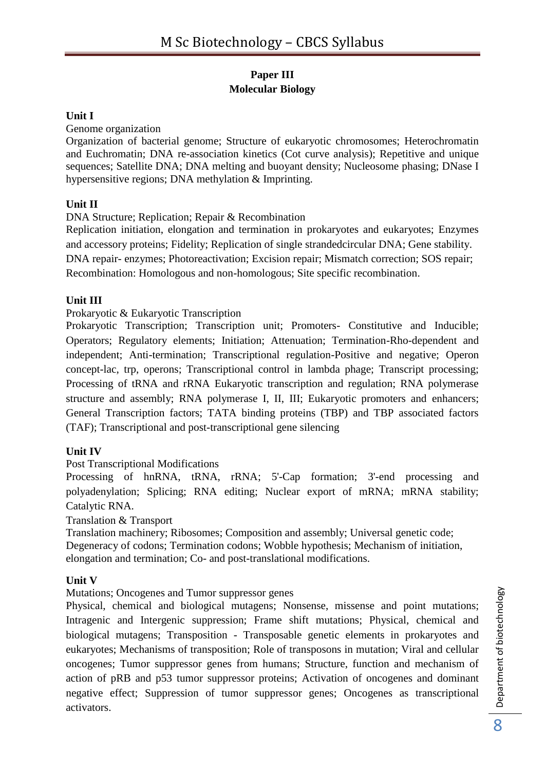## Paper III
## Molecular Biology

**Unit I**

Genome organization

Organization of bacterial genome; Structure of eukaryotic chromosomes; Heterochromatin and Euchromatin; DNA re-association kinetics (Cot curve analysis); Repetitive and unique sequences; Satellite DNA; DNA melting and buoyant density; Nucleosome phasing; DNase I hypersensitive regions; DNA methylation & Imprinting.

**Unit II**

DNA Structure; Replication; Repair & Recombination

Replication initiation, elongation and termination in prokaryotes and eukaryotes; Enzymes and accessory proteins; Fidelity; Replication of single strandedcircular DNA; Gene stability. DNA repair- enzymes; Photoreactivation; Excision repair; Mismatch correction; SOS repair; Recombination: Homologous and non-homologous; Site specific recombination.

**Unit III**

Prokaryotic & Eukaryotic Transcription

Prokaryotic Transcription; Transcription unit; Promoters- Constitutive and Inducible; Operators; Regulatory elements; Initiation; Attenuation; Termination-Rho-dependent and independent; Anti-termination; Transcriptional regulation-Positive and negative; Operon concept-lac, trp, operons; Transcriptional control in lambda phage; Transcript processing; Processing of tRNA and rRNA Eukaryotic transcription and regulation; RNA polymerase structure and assembly; RNA polymerase I, II, III; Eukaryotic promoters and enhancers; General Transcription factors; TATA binding proteins (TBP) and TBP associated factors (TAF); Transcriptional and post-transcriptional gene silencing

**Unit IV**

Post Transcriptional Modifications

Processing of hnRNA, tRNA, rRNA; 5'-Cap formation; 3'-end processing and polyadenylation; Splicing; RNA editing; Nuclear export of mRNA; mRNA stability; Catalytic RNA.

Translation & Transport

Translation machinery; Ribosomes; Composition and assembly; Universal genetic code; Degeneracy of codons; Termination codons; Wobble hypothesis; Mechanism of initiation, elongation and termination; Co- and post-translational modifications.

**Unit V**

Mutations; Oncogenes and Tumor suppressor genes

Physical, chemical and biological mutagens; Nonsense, missense and point mutations; Intragenic and Intergenic suppression; Frame shift mutations; Physical, chemical and biological mutagens; Transposition - Transposable genetic elements in prokaryotes and eukaryotes; Mechanisms of transposition; Role of transposons in mutation; Viral and cellular oncogenes; Tumor suppressor genes from humans; Structure, function and mechanism of action of pRB and p53 tumor suppressor proteins; Activation of oncogenes and dominant negative effect; Suppression of tumor suppressor genes; Oncogenes as transcriptional activators.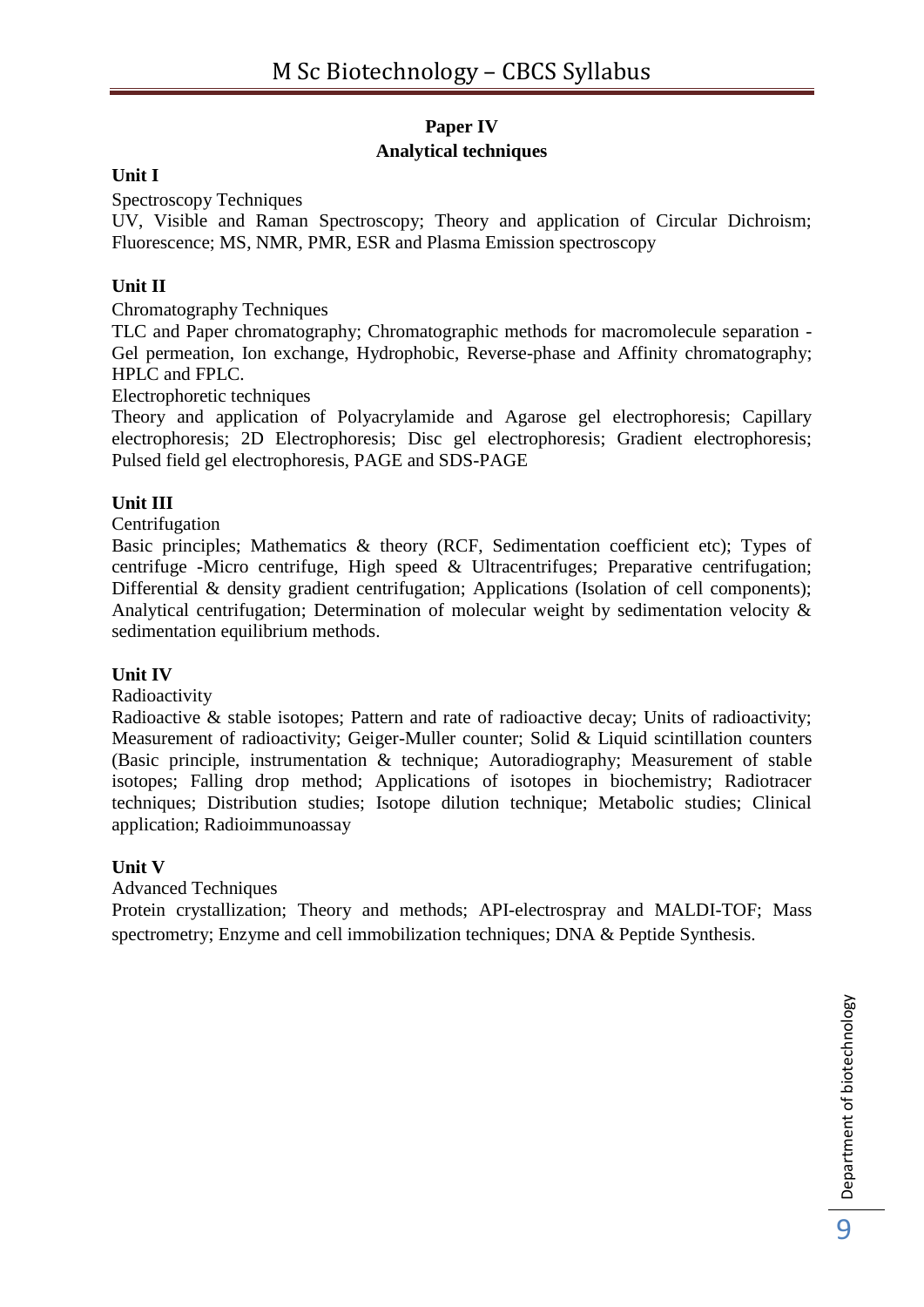## Paper IV
## Analytical techniques

### Unit I

Spectroscopy Techniques

UV, Visible and Raman Spectroscopy; Theory and application of Circular Dichroism; Fluorescence; MS, NMR, PMR, ESR and Plasma Emission spectroscopy

### Unit II

Chromatography Techniques

TLC and Paper chromatography; Chromatographic methods for macromolecule separation - Gel permeation, Ion exchange, Hydrophobic, Reverse-phase and Affinity chromatography; HPLC and FPLC.

Electrophoretic techniques

Theory and application of Polyacrylamide and Agarose gel electrophoresis; Capillary electrophoresis; 2D Electrophoresis; Disc gel electrophoresis; Gradient electrophoresis; Pulsed field gel electrophoresis, PAGE and SDS-PAGE

### Unit III

Centrifugation

Basic principles; Mathematics & theory (RCF, Sedimentation coefficient etc); Types of centrifuge -Micro centrifuge, High speed & Ultracentrifuges; Preparative centrifugation; Differential & density gradient centrifugation; Applications (Isolation of cell components); Analytical centrifugation; Determination of molecular weight by sedimentation velocity & sedimentation equilibrium methods.

### Unit IV

Radioactivity

Radioactive & stable isotopes; Pattern and rate of radioactive decay; Units of radioactivity; Measurement of radioactivity; Geiger-Muller counter; Solid & Liquid scintillation counters (Basic principle, instrumentation & technique; Autoradiography; Measurement of stable isotopes; Falling drop method; Applications of isotopes in biochemistry; Radiotracer techniques; Distribution studies; Isotope dilution technique; Metabolic studies; Clinical application; Radioimmunoassay

### Unit V

Advanced Techniques

Protein crystallization; Theory and methods; API-electrospray and MALDI-TOF; Mass spectrometry; Enzyme and cell immobilization techniques; DNA & Peptide Synthesis.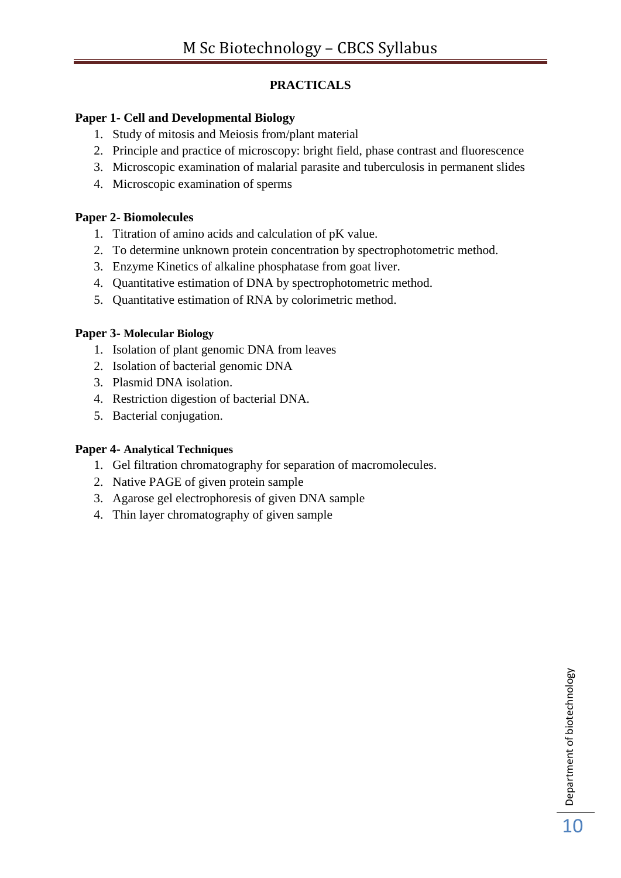## PRACTICALS

**Paper 1- Cell and Developmental Biology**

1. Study of mitosis and Meiosis from/plant material
2. Principle and practice of microscopy: bright field, phase contrast and fluorescence
3. Microscopic examination of malarial parasite and tuberculosis in permanent slides
4. Microscopic examination of sperms

**Paper 2- Biomolecules**

1. Titration of amino acids and calculation of pK value.
2. To determine unknown protein concentration by spectrophotometric method.
3. Enzyme Kinetics of alkaline phosphatase from goat liver.
4. Quantitative estimation of DNA by spectrophotometric method.
5. Quantitative estimation of RNA by colorimetric method.

**Paper 3- Molecular Biology**

1. Isolation of plant genomic DNA from leaves
2. Isolation of bacterial genomic DNA
3. Plasmid DNA isolation.
4. Restriction digestion of bacterial DNA.
5. Bacterial conjugation.

**Paper 4- Analytical Techniques**

1. Gel filtration chromatography for separation of macromolecules.
2. Native PAGE of given protein sample
3. Agarose gel electrophoresis of given DNA sample
4. Thin layer chromatography of given sample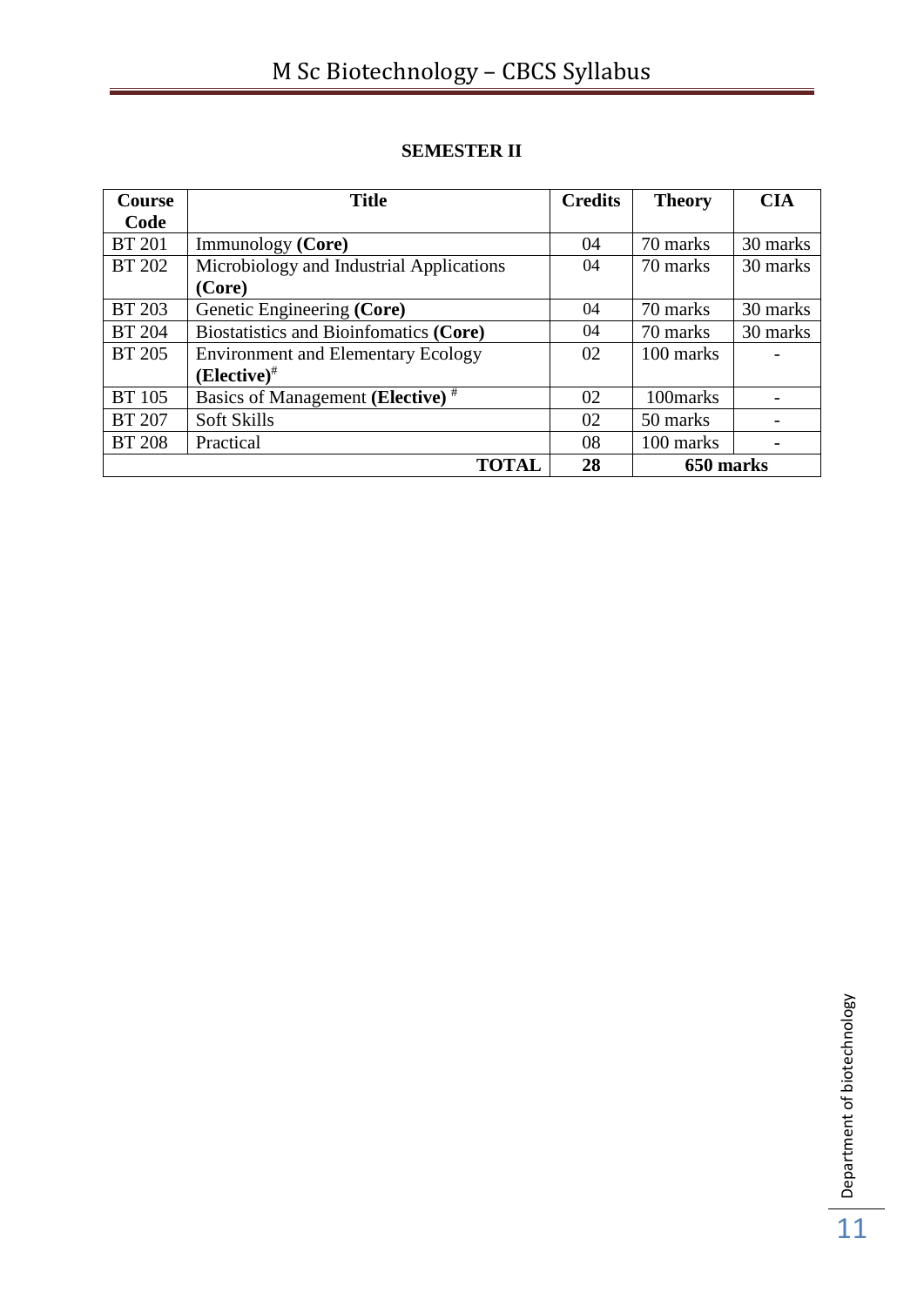## SEMESTER II

| Course Code | Title | Credits | Theory | CIA |
|---|---|---|---|---|
| BT 201 | Immunology **(Core)** | 04 | 70 marks | 30 marks |
| BT 202 | Microbiology and Industrial Applications **(Core)** | 04 | 70 marks | 30 marks |
| BT 203 | Genetic Engineering **(Core)** | 04 | 70 marks | 30 marks |
| BT 204 | Biostatistics and Bioinfomatics **(Core)** | 04 | 70 marks | 30 marks |
| BT 205 | Environment and Elementary Ecology **(Elective)**[#] | 02 | 100 marks | - |
| BT 105 | Basics of Management **(Elective)** [#] | 02 | 100marks | - |
| BT 207 | Soft Skills | 02 | 50 marks | - |
| BT 208 | Practical | 08 | 100 marks | - |
| | **TOTAL** | **28** | **650 marks** | |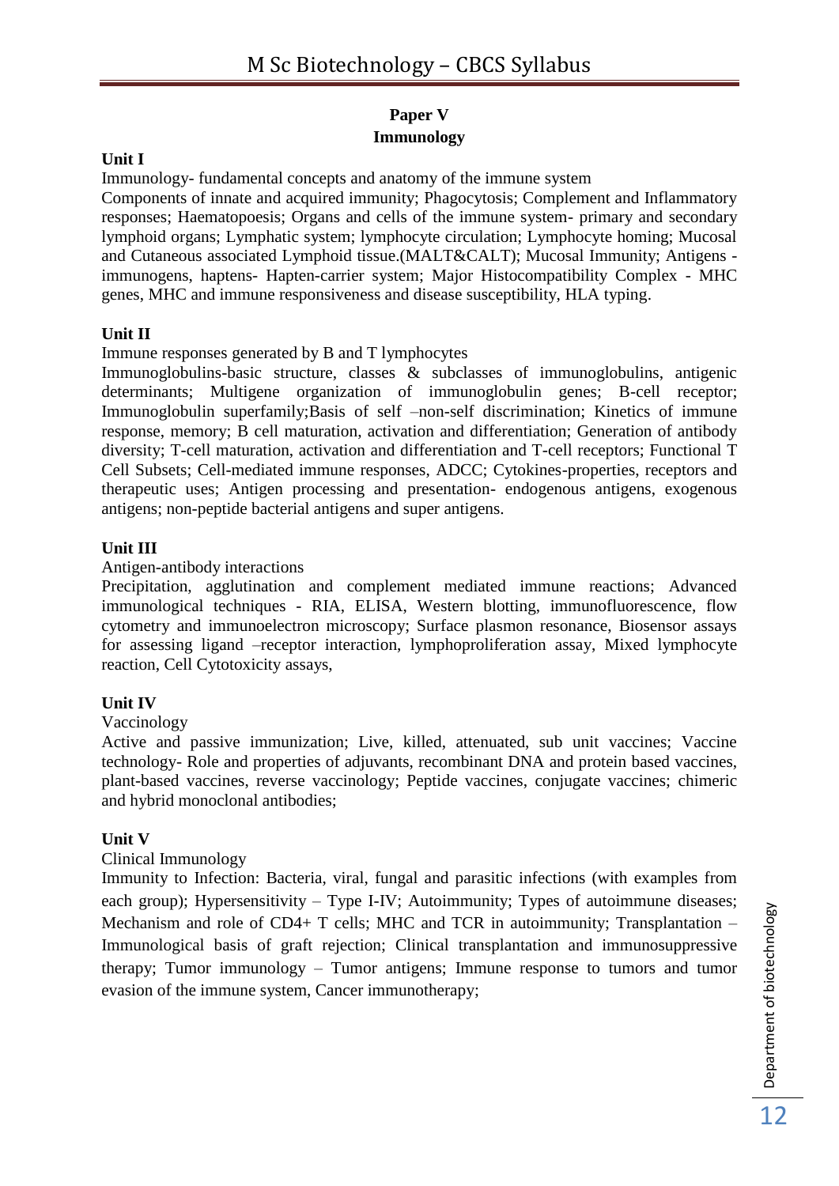## Paper V
## Immunology

**Unit I**

Immunology- fundamental concepts and anatomy of the immune system

Components of innate and acquired immunity; Phagocytosis; Complement and Inflammatory responses; Haematopoesis; Organs and cells of the immune system- primary and secondary lymphoid organs; Lymphatic system; lymphocyte circulation; Lymphocyte homing; Mucosal and Cutaneous associated Lymphoid tissue.(MALT&CALT); Mucosal Immunity; Antigens - immunogens, haptens- Hapten-carrier system; Major Histocompatibility Complex - MHC genes, MHC and immune responsiveness and disease susceptibility, HLA typing.

**Unit II**

Immune responses generated by B and T lymphocytes

Immunoglobulins-basic structure, classes & subclasses of immunoglobulins, antigenic determinants; Multigene organization of immunoglobulin genes; B-cell receptor; Immunoglobulin superfamily;Basis of self –non-self discrimination; Kinetics of immune response, memory; B cell maturation, activation and differentiation; Generation of antibody diversity; T-cell maturation, activation and differentiation and T-cell receptors; Functional T Cell Subsets; Cell-mediated immune responses, ADCC; Cytokines-properties, receptors and therapeutic uses; Antigen processing and presentation- endogenous antigens, exogenous antigens; non-peptide bacterial antigens and super antigens.

**Unit III**

Antigen-antibody interactions

Precipitation, agglutination and complement mediated immune reactions; Advanced immunological techniques - RIA, ELISA, Western blotting, immunofluorescence, flow cytometry and immunoelectron microscopy; Surface plasmon resonance, Biosensor assays for assessing ligand –receptor interaction, lymphoproliferation assay, Mixed lymphocyte reaction, Cell Cytotoxicity assays,

**Unit IV**

Vaccinology

Active and passive immunization; Live, killed, attenuated, sub unit vaccines; Vaccine technology- Role and properties of adjuvants, recombinant DNA and protein based vaccines, plant-based vaccines, reverse vaccinology; Peptide vaccines, conjugate vaccines; chimeric and hybrid monoclonal antibodies;

**Unit V**

Clinical Immunology

Immunity to Infection: Bacteria, viral, fungal and parasitic infections (with examples from each group); Hypersensitivity – Type I-IV; Autoimmunity; Types of autoimmune diseases; Mechanism and role of CD4+ T cells; MHC and TCR in autoimmunity; Transplantation – Immunological basis of graft rejection; Clinical transplantation and immunosuppressive therapy; Tumor immunology – Tumor antigens; Immune response to tumors and tumor evasion of the immune system, Cancer immunotherapy;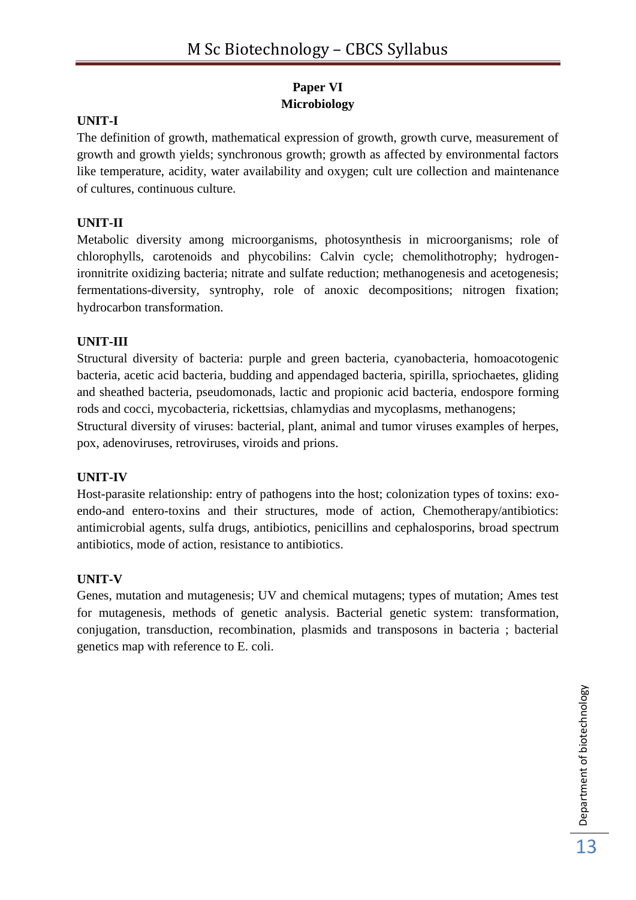## Paper VI
## Microbiology

### UNIT-I

The definition of growth, mathematical expression of growth, growth curve, measurement of growth and growth yields; synchronous growth; growth as affected by environmental factors like temperature, acidity, water availability and oxygen; cult ure collection and maintenance of cultures, continuous culture.

### UNIT-II

Metabolic diversity among microorganisms, photosynthesis in microorganisms; role of chlorophylls, carotenoids and phycobilins: Calvin cycle; chemolithotrophy; hydrogen-ironnitrite oxidizing bacteria; nitrate and sulfate reduction; methanogenesis and acetogenesis; fermentations-diversity, syntrophy, role of anoxic decompositions; nitrogen fixation; hydrocarbon transformation.

### UNIT-III

Structural diversity of bacteria: purple and green bacteria, cyanobacteria, homoacotogenic bacteria, acetic acid bacteria, budding and appendaged bacteria, spirilla, spriochaetes, gliding and sheathed bacteria, pseudomonads, lactic and propionic acid bacteria, endospore forming rods and cocci, mycobacteria, rickettsias, chlamydias and mycoplasms, methanogens;
Structural diversity of viruses: bacterial, plant, animal and tumor viruses examples of herpes, pox, adenoviruses, retroviruses, viroids and prions.

### UNIT-IV

Host-parasite relationship: entry of pathogens into the host; colonization types of toxins: exo-endo-and entero-toxins and their structures, mode of action, Chemotherapy/antibiotics: antimicrobial agents, sulfa drugs, antibiotics, penicillins and cephalosporins, broad spectrum antibiotics, mode of action, resistance to antibiotics.

### UNIT-V

Genes, mutation and mutagenesis; UV and chemical mutagens; types of mutation; Ames test for mutagenesis, methods of genetic analysis. Bacterial genetic system: transformation, conjugation, transduction, recombination, plasmids and transposons in bacteria ; bacterial genetics map with reference to E. coli.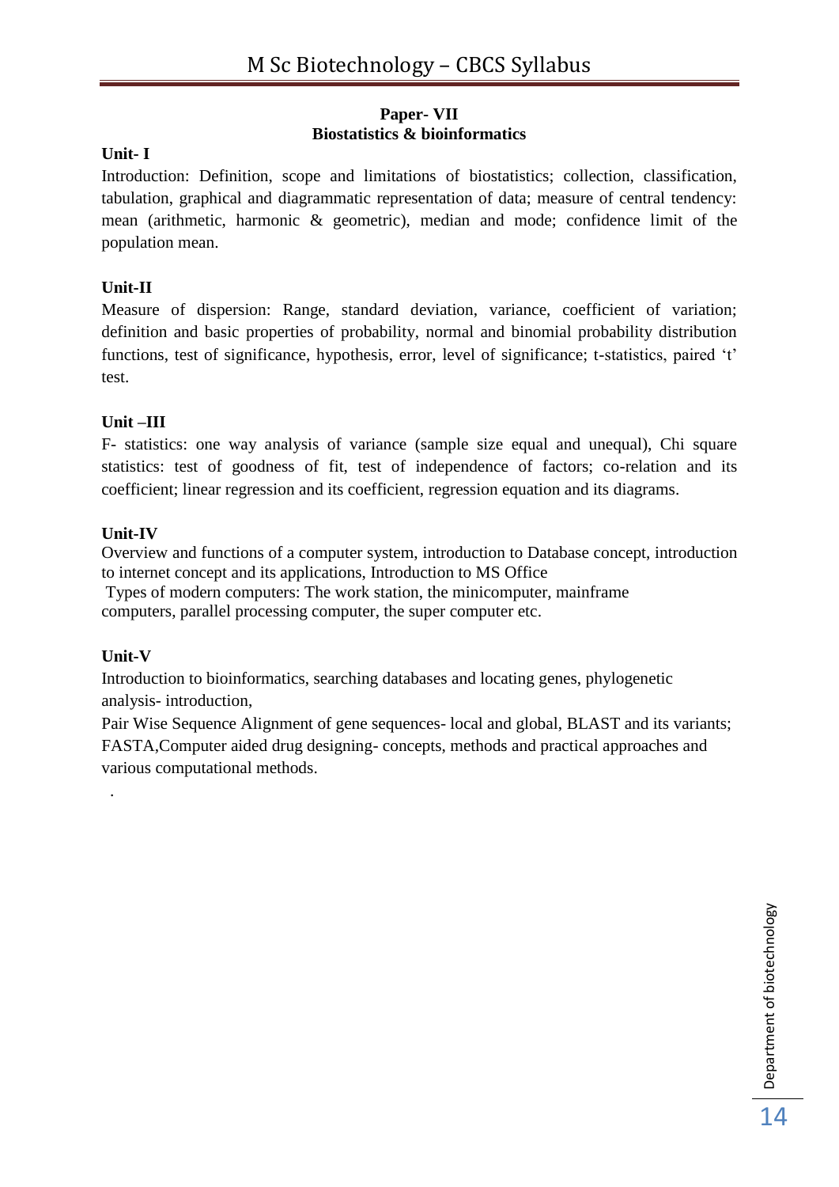**Paper- VII**
**Biostatistics & bioinformatics**

**Unit- I**

Introduction: Definition, scope and limitations of biostatistics; collection, classification, tabulation, graphical and diagrammatic representation of data; measure of central tendency: mean (arithmetic, harmonic & geometric), median and mode; confidence limit of the population mean.

**Unit-II**

Measure of dispersion: Range, standard deviation, variance, coefficient of variation; definition and basic properties of probability, normal and binomial probability distribution functions, test of significance, hypothesis, error, level of significance; t-statistics, paired 't' test.

**Unit –III**

F- statistics: one way analysis of variance (sample size equal and unequal), Chi square statistics: test of goodness of fit, test of independence of factors; co-relation and its coefficient; linear regression and its coefficient, regression equation and its diagrams.

**Unit-IV**

Overview and functions of a computer system, introduction to Database concept, introduction to internet concept and its applications, Introduction to MS Office
Types of modern computers: The work station, the minicomputer, mainframe computers, parallel processing computer, the super computer etc.

**Unit-V**

Introduction to bioinformatics, searching databases and locating genes, phylogenetic analysis- introduction,

Pair Wise Sequence Alignment of gene sequences- local and global, BLAST and its variants; FASTA,Computer aided drug designing- concepts, methods and practical approaches and various computational methods.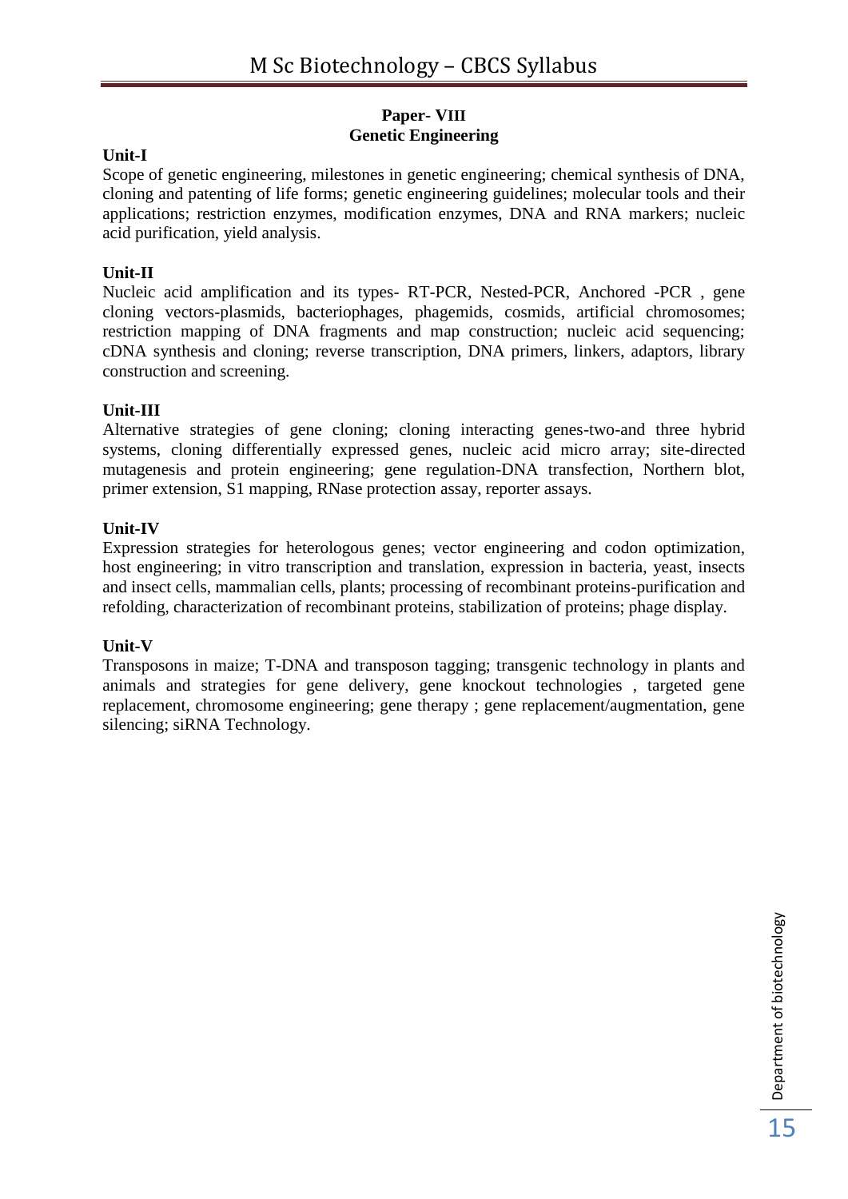## Paper- VIII
## Genetic Engineering

**Unit-I**

Scope of genetic engineering, milestones in genetic engineering; chemical synthesis of DNA, cloning and patenting of life forms; genetic engineering guidelines; molecular tools and their applications; restriction enzymes, modification enzymes, DNA and RNA markers; nucleic acid purification, yield analysis.

**Unit-II**

Nucleic acid amplification and its types- RT-PCR, Nested-PCR, Anchored -PCR , gene cloning vectors-plasmids, bacteriophages, phagemids, cosmids, artificial chromosomes; restriction mapping of DNA fragments and map construction; nucleic acid sequencing; cDNA synthesis and cloning; reverse transcription, DNA primers, linkers, adaptors, library construction and screening.

**Unit-III**

Alternative strategies of gene cloning; cloning interacting genes-two-and three hybrid systems, cloning differentially expressed genes, nucleic acid micro array; site-directed mutagenesis and protein engineering; gene regulation-DNA transfection, Northern blot, primer extension, S1 mapping, RNase protection assay, reporter assays.

**Unit-IV**

Expression strategies for heterologous genes; vector engineering and codon optimization, host engineering; in vitro transcription and translation, expression in bacteria, yeast, insects and insect cells, mammalian cells, plants; processing of recombinant proteins-purification and refolding, characterization of recombinant proteins, stabilization of proteins; phage display.

**Unit-V**

Transposons in maize; T-DNA and transposon tagging; transgenic technology in plants and animals and strategies for gene delivery, gene knockout technologies , targeted gene replacement, chromosome engineering; gene therapy ; gene replacement/augmentation, gene silencing; siRNA Technology.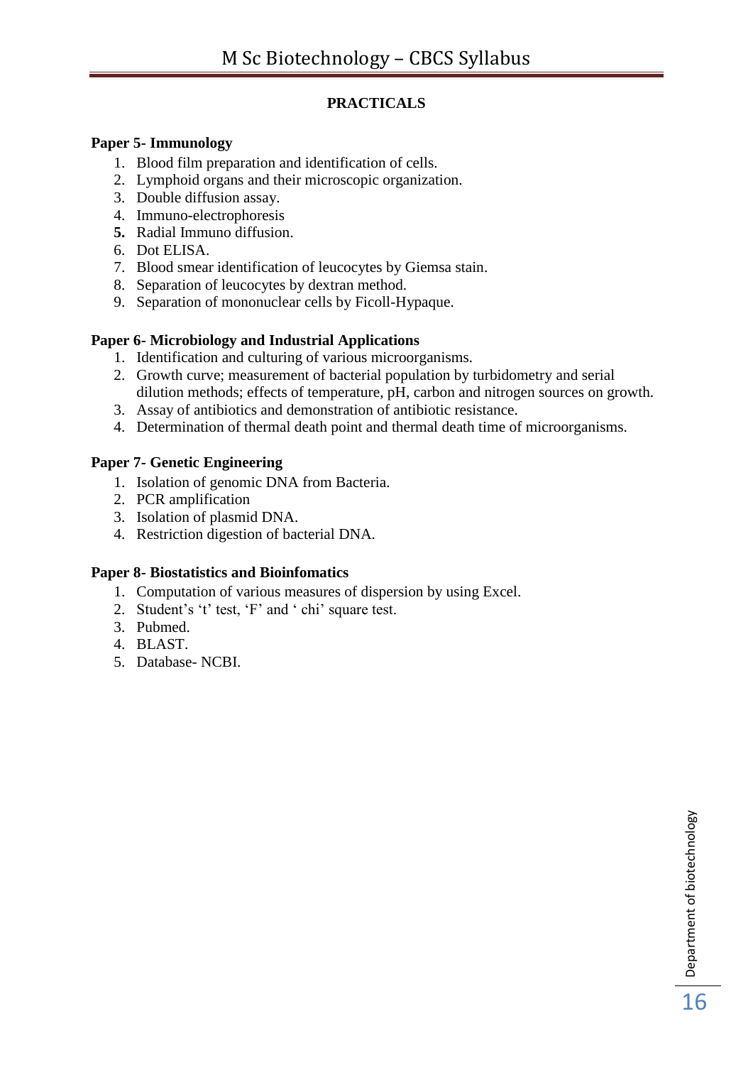## PRACTICALS

**Paper 5- Immunology**

1. Blood film preparation and identification of cells.
2. Lymphoid organs and their microscopic organization.
3. Double diffusion assay.
4. Immuno-electrophoresis
5. Radial Immuno diffusion.
6. Dot ELISA.
7. Blood smear identification of leucocytes by Giemsa stain.
8. Separation of leucocytes by dextran method.
9. Separation of mononuclear cells by Ficoll-Hypaque.

**Paper 6- Microbiology and Industrial Applications**

1. Identification and culturing of various microorganisms.
2. Growth curve; measurement of bacterial population by turbidometry and serial dilution methods; effects of temperature, pH, carbon and nitrogen sources on growth.
3. Assay of antibiotics and demonstration of antibiotic resistance.
4. Determination of thermal death point and thermal death time of microorganisms.

**Paper 7- Genetic Engineering**

1. Isolation of genomic DNA from Bacteria.
2. PCR amplification
3. Isolation of plasmid DNA.
4. Restriction digestion of bacterial DNA.

**Paper 8- Biostatistics and Bioinfomatics**

1. Computation of various measures of dispersion by using Excel.
2. Student's 't' test, 'F' and ' chi' square test.
3. Pubmed.
4. BLAST.
5. Database- NCBI.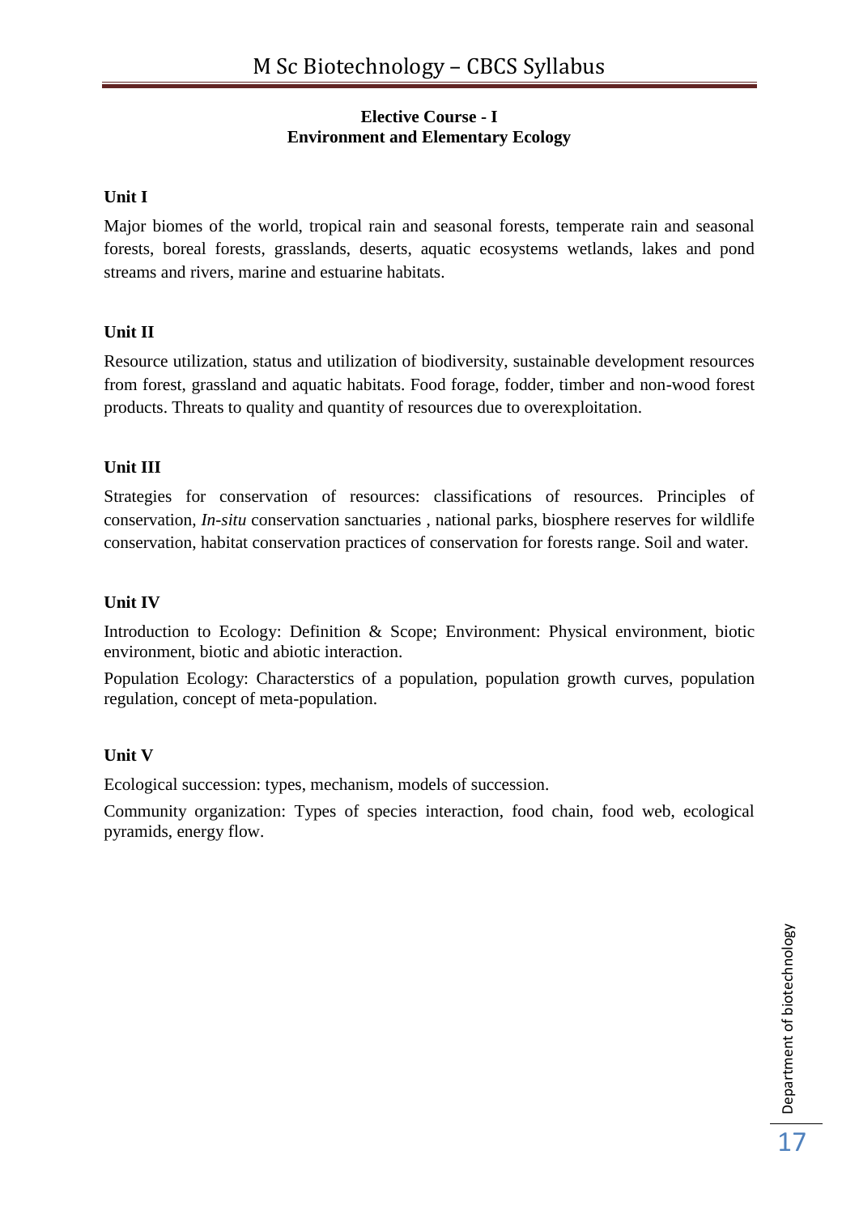**Elective Course - I**
**Environment and Elementary Ecology**

**Unit I**

Major biomes of the world, tropical rain and seasonal forests, temperate rain and seasonal forests, boreal forests, grasslands, deserts, aquatic ecosystems wetlands, lakes and pond streams and rivers, marine and estuarine habitats.

**Unit II**

Resource utilization, status and utilization of biodiversity, sustainable development resources from forest, grassland and aquatic habitats. Food forage, fodder, timber and non-wood forest products. Threats to quality and quantity of resources due to overexploitation.

**Unit III**

Strategies for conservation of resources: classifications of resources. Principles of conservation, *In-situ* conservation sanctuaries , national parks, biosphere reserves for wildlife conservation, habitat conservation practices of conservation for forests range. Soil and water.

**Unit IV**

Introduction to Ecology: Definition & Scope; Environment: Physical environment, biotic environment, biotic and abiotic interaction.

Population Ecology: Characterstics of a population, population growth curves, population regulation, concept of meta-population.

**Unit V**

Ecological succession: types, mechanism, models of succession.

Community organization: Types of species interaction, food chain, food web, ecological pyramids, energy flow.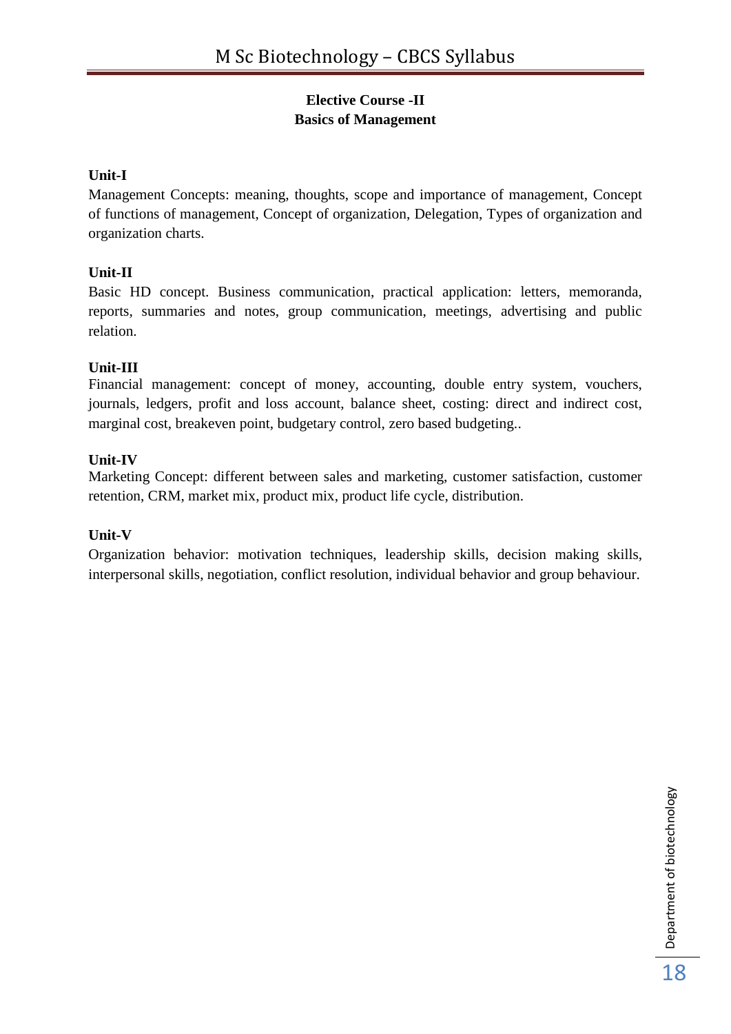## Elective Course -II
## Basics of Management

### Unit-I

Management Concepts: meaning, thoughts, scope and importance of management, Concept of functions of management, Concept of organization, Delegation, Types of organization and organization charts.

### Unit-II

Basic HD concept. Business communication, practical application: letters, memoranda, reports, summaries and notes, group communication, meetings, advertising and public relation.

### Unit-III

Financial management: concept of money, accounting, double entry system, vouchers, journals, ledgers, profit and loss account, balance sheet, costing: direct and indirect cost, marginal cost, breakeven point, budgetary control, zero based budgeting..

### Unit-IV

Marketing Concept: different between sales and marketing, customer satisfaction, customer retention, CRM, market mix, product mix, product life cycle, distribution.

### Unit-V

Organization behavior: motivation techniques, leadership skills, decision making skills, interpersonal skills, negotiation, conflict resolution, individual behavior and group behaviour.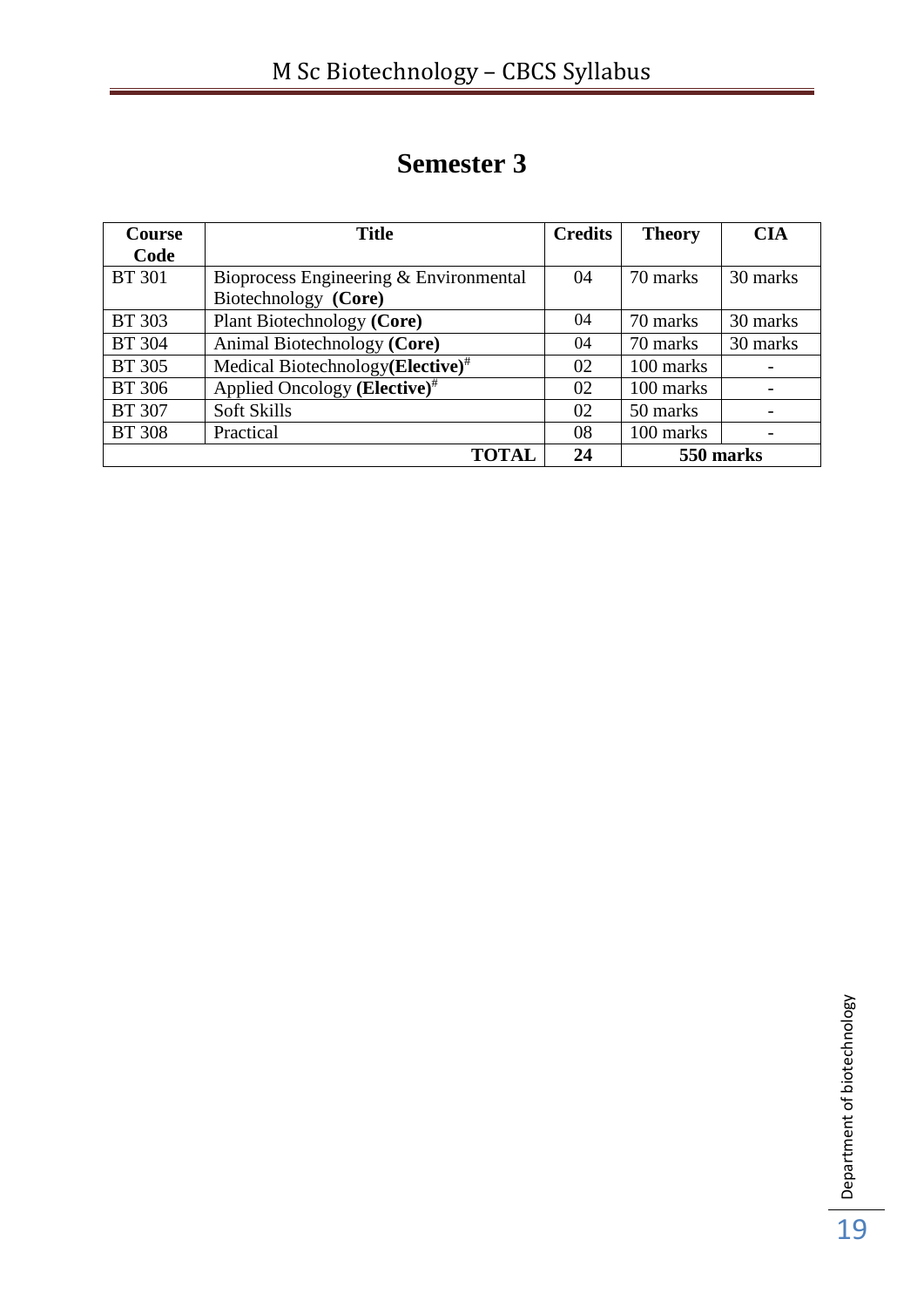# Semester 3

| Course Code | Title | Credits | Theory | CIA |
|---|---|---|---|---|
| BT 301 | Bioprocess Engineering & Environmental Biotechnology **(Core)** | 04 | 70 marks | 30 marks |
| BT 303 | Plant Biotechnology **(Core)** | 04 | 70 marks | 30 marks |
| BT 304 | Animal Biotechnology **(Core)** | 04 | 70 marks | 30 marks |
| BT 305 | Medical Biotechnology**(Elective)**# | 02 | 100 marks | - |
| BT 306 | Applied Oncology **(Elective)**# | 02 | 100 marks | - |
| BT 307 | Soft Skills | 02 | 50 marks | - |
| BT 308 | Practical | 08 | 100 marks | - |
| | **TOTAL** | **24** | **550 marks** | |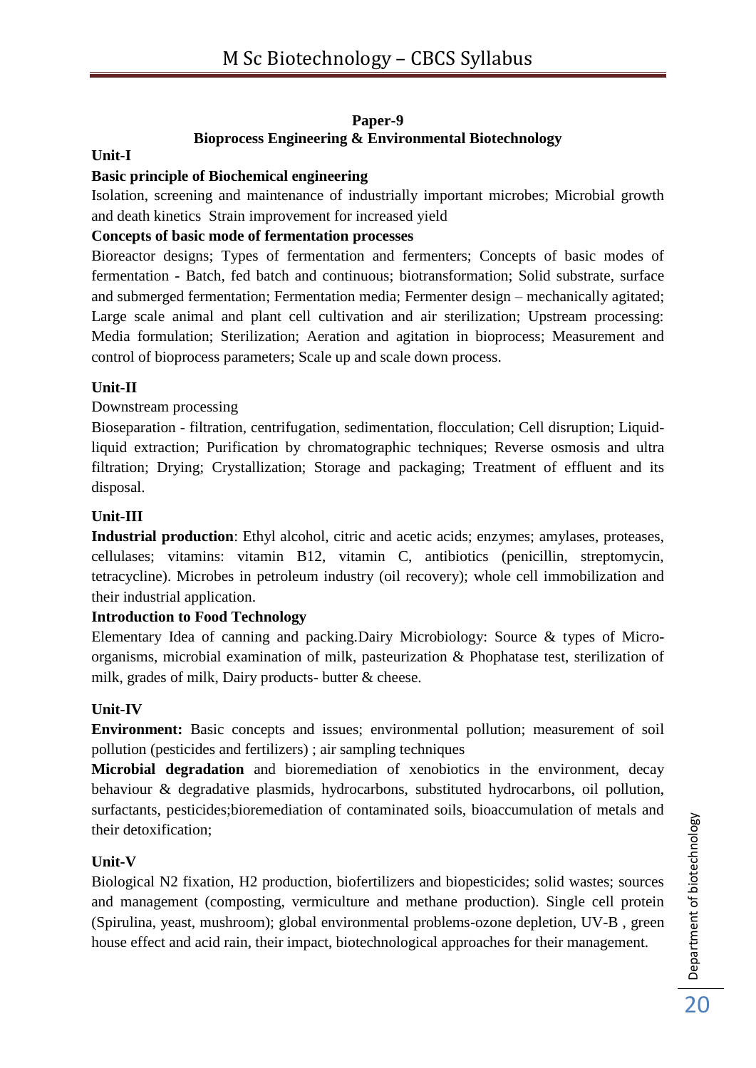**Paper-9**

**Bioprocess Engineering & Environmental Biotechnology**

**Unit-I**

**Basic principle of Biochemical engineering**

Isolation, screening and maintenance of industrially important microbes; Microbial growth and death kinetics Strain improvement for increased yield

**Concepts of basic mode of fermentation processes**

Bioreactor designs; Types of fermentation and fermenters; Concepts of basic modes of fermentation - Batch, fed batch and continuous; biotransformation; Solid substrate, surface and submerged fermentation; Fermentation media; Fermenter design – mechanically agitated; Large scale animal and plant cell cultivation and air sterilization; Upstream processing: Media formulation; Sterilization; Aeration and agitation in bioprocess; Measurement and control of bioprocess parameters; Scale up and scale down process.

**Unit-II**

Downstream processing

Bioseparation - filtration, centrifugation, sedimentation, flocculation; Cell disruption; Liquid-liquid extraction; Purification by chromatographic techniques; Reverse osmosis and ultra filtration; Drying; Crystallization; Storage and packaging; Treatment of effluent and its disposal.

**Unit-III**

**Industrial production**: Ethyl alcohol, citric and acetic acids; enzymes; amylases, proteases, cellulases; vitamins: vitamin B12, vitamin C, antibiotics (penicillin, streptomycin, tetracycline). Microbes in petroleum industry (oil recovery); whole cell immobilization and their industrial application.

**Introduction to Food Technology**

Elementary Idea of canning and packing.Dairy Microbiology: Source & types of Micro-organisms, microbial examination of milk, pasteurization & Phophatase test, sterilization of milk, grades of milk, Dairy products- butter & cheese.

**Unit-IV**

**Environment:** Basic concepts and issues; environmental pollution; measurement of soil pollution (pesticides and fertilizers) ; air sampling techniques

**Microbial degradation** and bioremediation of xenobiotics in the environment, decay behaviour & degradative plasmids, hydrocarbons, substituted hydrocarbons, oil pollution, surfactants, pesticides;bioremediation of contaminated soils, bioaccumulation of metals and their detoxification;

**Unit-V**

Biological $N_2$ fixation, $H_2$ production, biofertilizers and biopesticides; solid wastes; sources and management (composting, vermiculture and methane production). Single cell protein (Spirulina, yeast, mushroom); global environmental problems-ozone depletion, UV-B , green house effect and acid rain, their impact, biotechnological approaches for their management.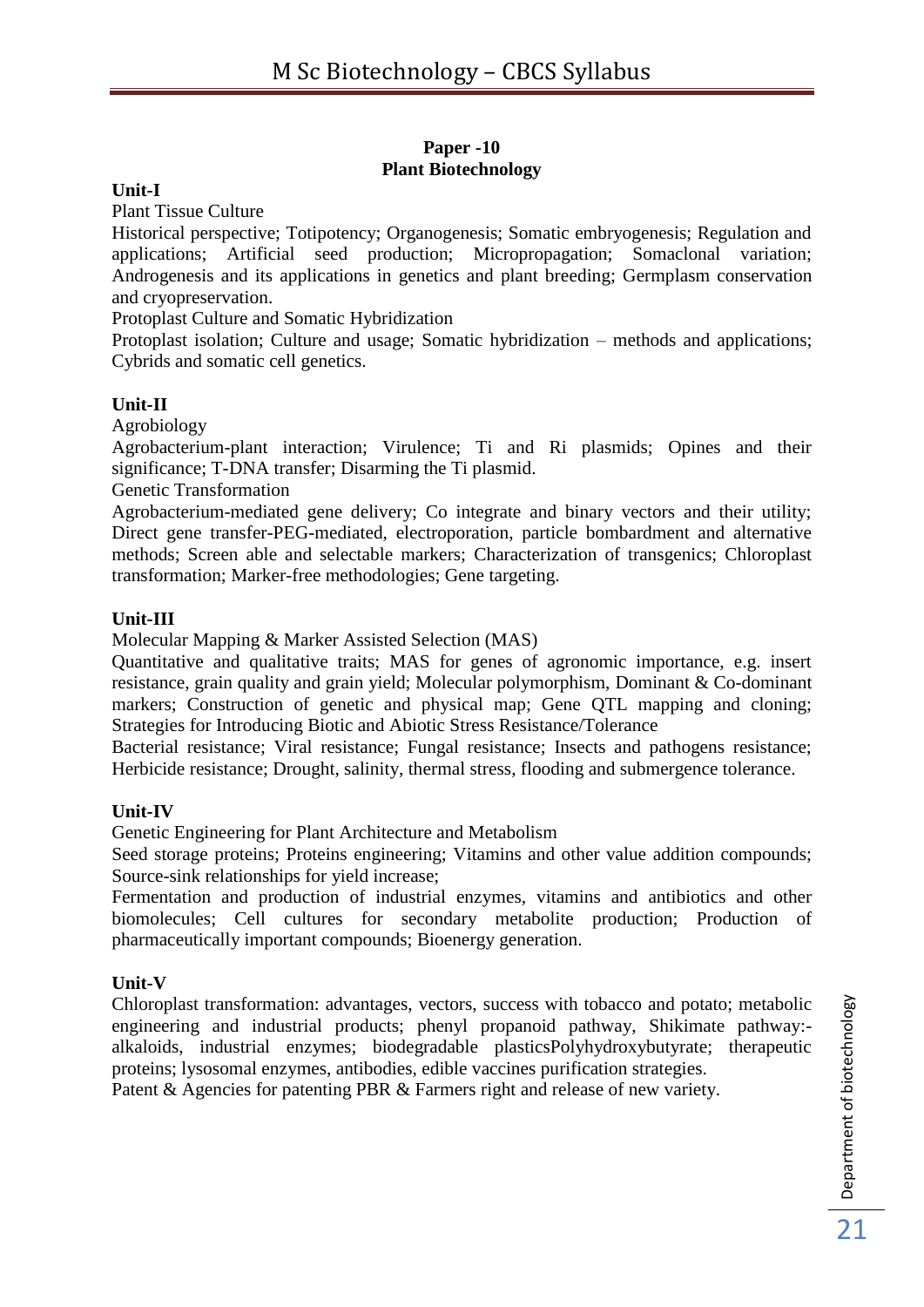## Paper -10
## Plant Biotechnology

**Unit-I**

Plant Tissue Culture

Historical perspective; Totipotency; Organogenesis; Somatic embryogenesis; Regulation and applications; Artificial seed production; Micropropagation; Somaclonal variation; Androgenesis and its applications in genetics and plant breeding; Germplasm conservation and cryopreservation.

Protoplast Culture and Somatic Hybridization

Protoplast isolation; Culture and usage; Somatic hybridization – methods and applications; Cybrids and somatic cell genetics.

**Unit-II**

Agrobiology

Agrobacterium-plant interaction; Virulence; Ti and Ri plasmids; Opines and their significance; T-DNA transfer; Disarming the Ti plasmid.

Genetic Transformation

Agrobacterium-mediated gene delivery; Co integrate and binary vectors and their utility; Direct gene transfer-PEG-mediated, electroporation, particle bombardment and alternative methods; Screen able and selectable markers; Characterization of transgenics; Chloroplast transformation; Marker-free methodologies; Gene targeting.

**Unit-III**

Molecular Mapping & Marker Assisted Selection (MAS)

Quantitative and qualitative traits; MAS for genes of agronomic importance, e.g. insert resistance, grain quality and grain yield; Molecular polymorphism, Dominant & Co-dominant markers; Construction of genetic and physical map; Gene QTL mapping and cloning; Strategies for Introducing Biotic and Abiotic Stress Resistance/Tolerance

Bacterial resistance; Viral resistance; Fungal resistance; Insects and pathogens resistance; Herbicide resistance; Drought, salinity, thermal stress, flooding and submergence tolerance.

**Unit-IV**

Genetic Engineering for Plant Architecture and Metabolism

Seed storage proteins; Proteins engineering; Vitamins and other value addition compounds; Source-sink relationships for yield increase;

Fermentation and production of industrial enzymes, vitamins and antibiotics and other biomolecules; Cell cultures for secondary metabolite production; Production of pharmaceutically important compounds; Bioenergy generation.

**Unit-V**

Chloroplast transformation: advantages, vectors, success with tobacco and potato; metabolic engineering and industrial products; phenyl propanoid pathway, Shikimate pathway:- alkaloids, industrial enzymes; biodegradable plasticsPolyhydroxybutyrate; therapeutic proteins; lysosomal enzymes, antibodies, edible vaccines purification strategies.

Patent & Agencies for patenting PBR & Farmers right and release of new variety.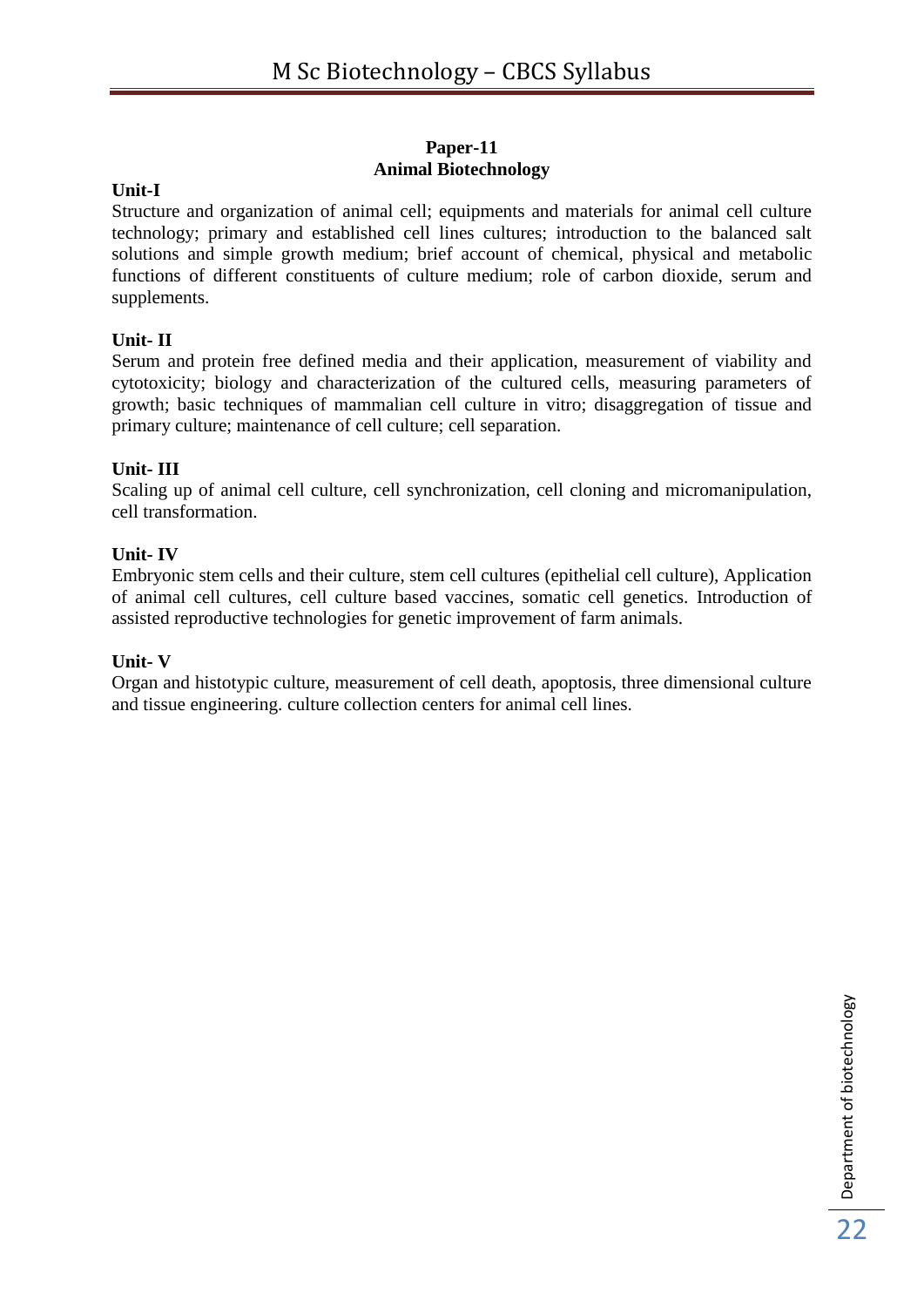## Paper-11
## Animal Biotechnology

**Unit-I**

Structure and organization of animal cell; equipments and materials for animal cell culture technology; primary and established cell lines cultures; introduction to the balanced salt solutions and simple growth medium; brief account of chemical, physical and metabolic functions of different constituents of culture medium; role of carbon dioxide, serum and supplements.

**Unit- II**

Serum and protein free defined media and their application, measurement of viability and cytotoxicity; biology and characterization of the cultured cells, measuring parameters of growth; basic techniques of mammalian cell culture in vitro; disaggregation of tissue and primary culture; maintenance of cell culture; cell separation.

**Unit- III**

Scaling up of animal cell culture, cell synchronization, cell cloning and micromanipulation, cell transformation.

**Unit- IV**

Embryonic stem cells and their culture, stem cell cultures (epithelial cell culture), Application of animal cell cultures, cell culture based vaccines, somatic cell genetics. Introduction of assisted reproductive technologies for genetic improvement of farm animals.

**Unit- V**

Organ and histotypic culture, measurement of cell death, apoptosis, three dimensional culture and tissue engineering. culture collection centers for animal cell lines.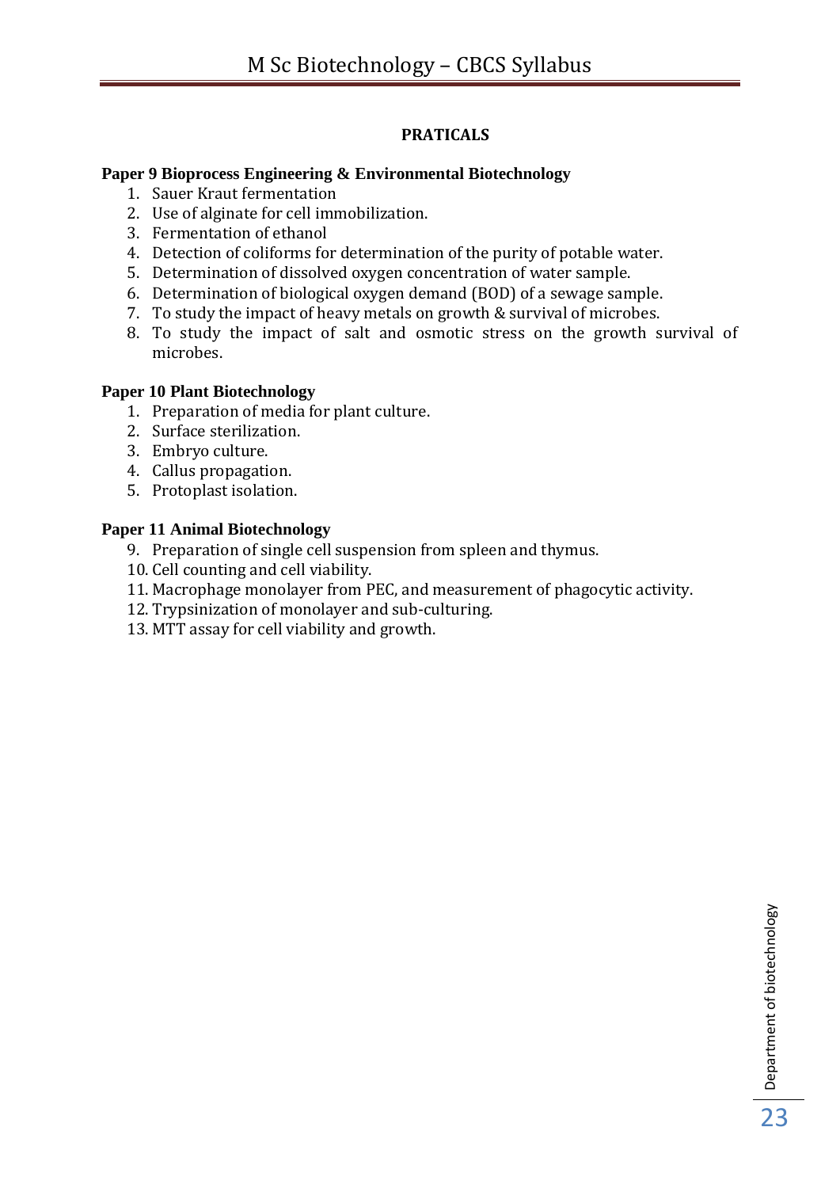## PRATICALS

**Paper 9 Bioprocess Engineering & Environmental Biotechnology**

1. Sauer Kraut fermentation
2. Use of alginate for cell immobilization.
3. Fermentation of ethanol
4. Detection of coliforms for determination of the purity of potable water.
5. Determination of dissolved oxygen concentration of water sample.
6. Determination of biological oxygen demand (BOD) of a sewage sample.
7. To study the impact of heavy metals on growth & survival of microbes.
8. To study the impact of salt and osmotic stress on the growth survival of microbes.

**Paper 10 Plant Biotechnology**

1. Preparation of media for plant culture.
2. Surface sterilization.
3. Embryo culture.
4. Callus propagation.
5. Protoplast isolation.

**Paper 11 Animal Biotechnology**

9. Preparation of single cell suspension from spleen and thymus.
10. Cell counting and cell viability.
11. Macrophage monolayer from PEC, and measurement of phagocytic activity.
12. Trypsinization of monolayer and sub-culturing.
13. MTT assay for cell viability and growth.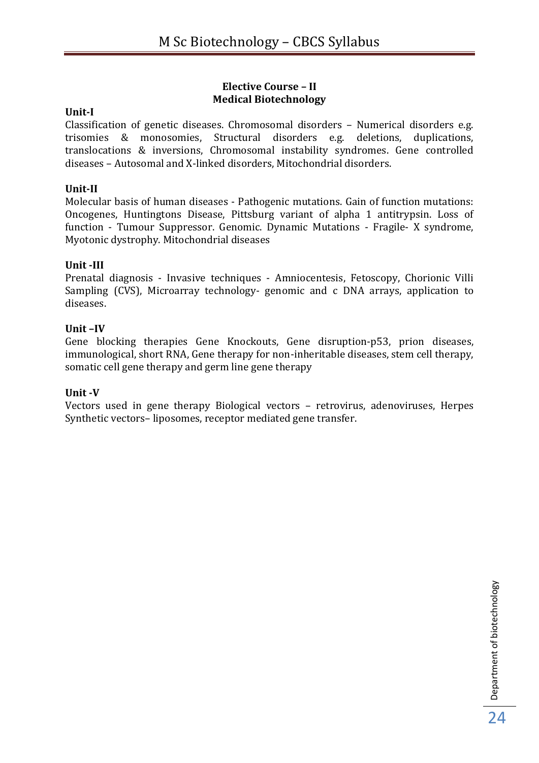## Elective Course – II
## Medical Biotechnology

**Unit-I**

Classification of genetic diseases. Chromosomal disorders – Numerical disorders e.g. trisomies & monosomies, Structural disorders e.g. deletions, duplications, translocations & inversions, Chromosomal instability syndromes. Gene controlled diseases – Autosomal and X-linked disorders, Mitochondrial disorders.

**Unit-II**

Molecular basis of human diseases - Pathogenic mutations. Gain of function mutations: Oncogenes, Huntingtons Disease, Pittsburg variant of alpha 1 antitrypsin. Loss of function - Tumour Suppressor. Genomic. Dynamic Mutations - Fragile- X syndrome, Myotonic dystrophy. Mitochondrial diseases

**Unit -III**

Prenatal diagnosis - Invasive techniques - Amniocentesis, Fetoscopy, Chorionic Villi Sampling (CVS), Microarray technology- genomic and c DNA arrays, application to diseases.

**Unit –IV**

Gene blocking therapies Gene Knockouts, Gene disruption-p53, prion diseases, immunological, short RNA, Gene therapy for non-inheritable diseases, stem cell therapy, somatic cell gene therapy and germ line gene therapy

**Unit -V**

Vectors used in gene therapy Biological vectors – retrovirus, adenoviruses, Herpes Synthetic vectors– liposomes, receptor mediated gene transfer.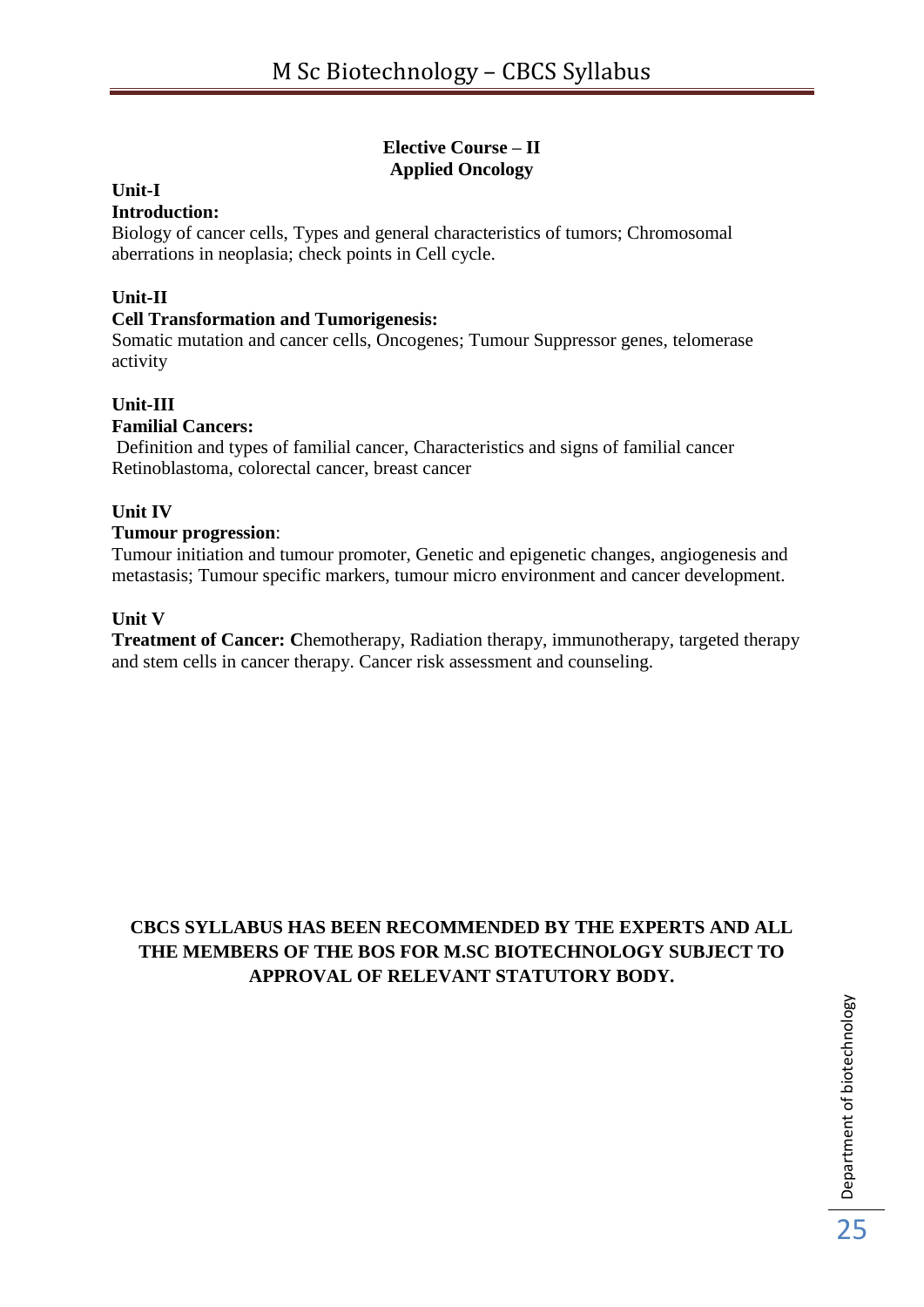## Elective Course – II
## Applied Oncology

**Unit-I**

**Introduction:**

Biology of cancer cells, Types and general characteristics of tumors; Chromosomal aberrations in neoplasia; check points in Cell cycle.

**Unit-II**

**Cell Transformation and Tumorigenesis:**

Somatic mutation and cancer cells, Oncogenes; Tumour Suppressor genes, telomerase activity

**Unit-III**

**Familial Cancers:**

Definition and types of familial cancer, Characteristics and signs of familial cancer Retinoblastoma, colorectal cancer, breast cancer

**Unit IV**

**Tumour progression**:

Tumour initiation and tumour promoter, Genetic and epigenetic changes, angiogenesis and metastasis; Tumour specific markers, tumour micro environment and cancer development.

**Unit V**

**Treatment of Cancer: C**hemotherapy, Radiation therapy, immunotherapy, targeted therapy and stem cells in cancer therapy. Cancer risk assessment and counseling.

**CBCS SYLLABUS HAS BEEN RECOMMENDED BY THE EXPERTS AND ALL THE MEMBERS OF THE BOS FOR M.SC BIOTECHNOLOGY SUBJECT TO APPROVAL OF RELEVANT STATUTORY BODY.**